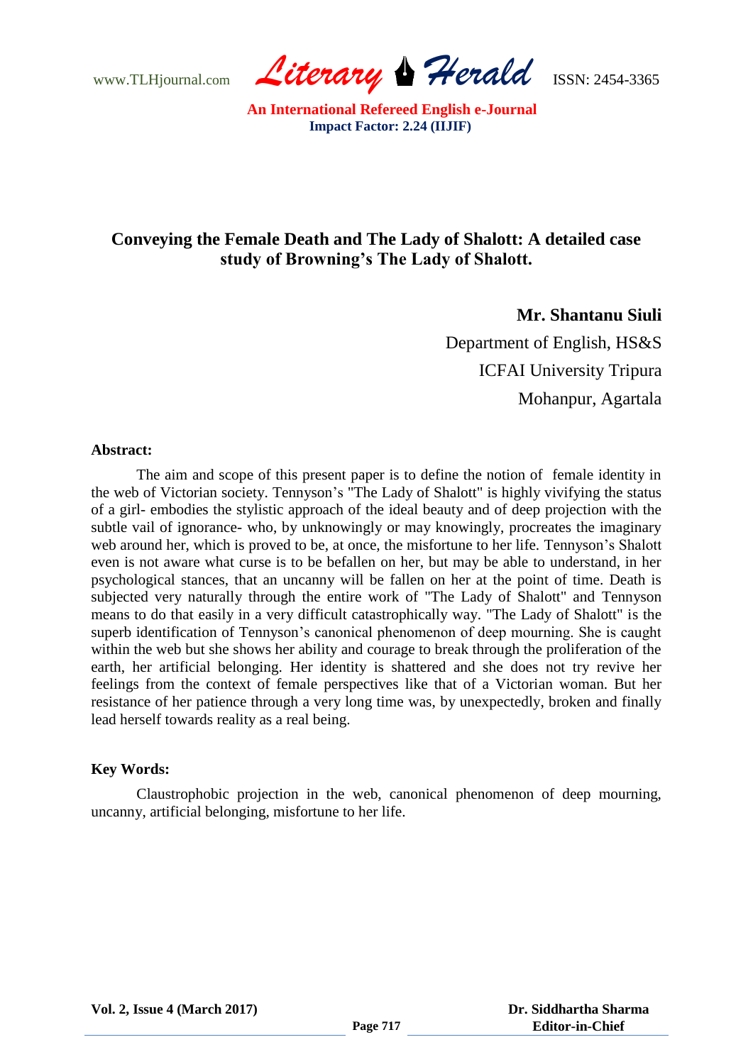# Conveying the Female Death and The Lady of Shalott: A detailed case study of Browning's The Lady of Shalott.

**Mr. Shantanu Siuli**
Department of English, HS&S
ICFAI University Tripura
Mohanpur, Agartala

**Abstract:**

The aim and scope of this present paper is to define the notion of female identity in the web of Victorian society. Tennyson's "The Lady of Shalott" is highly vivifying the status of a girl- embodies the stylistic approach of the ideal beauty and of deep projection with the subtle vail of ignorance- who, by unknowingly or may knowingly, procreates the imaginary web around her, which is proved to be, at once, the misfortune to her life. Tennyson's Shalott even is not aware what curse is to be befallen on her, but may be able to understand, in her psychological stances, that an uncanny will be fallen on her at the point of time. Death is subjected very naturally through the entire work of "The Lady of Shalott" and Tennyson means to do that easily in a very difficult catastrophically way. "The Lady of Shalott" is the superb identification of Tennyson's canonical phenomenon of deep mourning. She is caught within the web but she shows her ability and courage to break through the proliferation of the earth, her artificial belonging. Her identity is shattered and she does not try revive her feelings from the context of female perspectives like that of a Victorian woman. But her resistance of her patience through a very long time was, by unexpectedly, broken and finally lead herself towards reality as a real being.

**Key Words:**

Claustrophobic projection in the web, canonical phenomenon of deep mourning, uncanny, artificial belonging, misfortune to her life.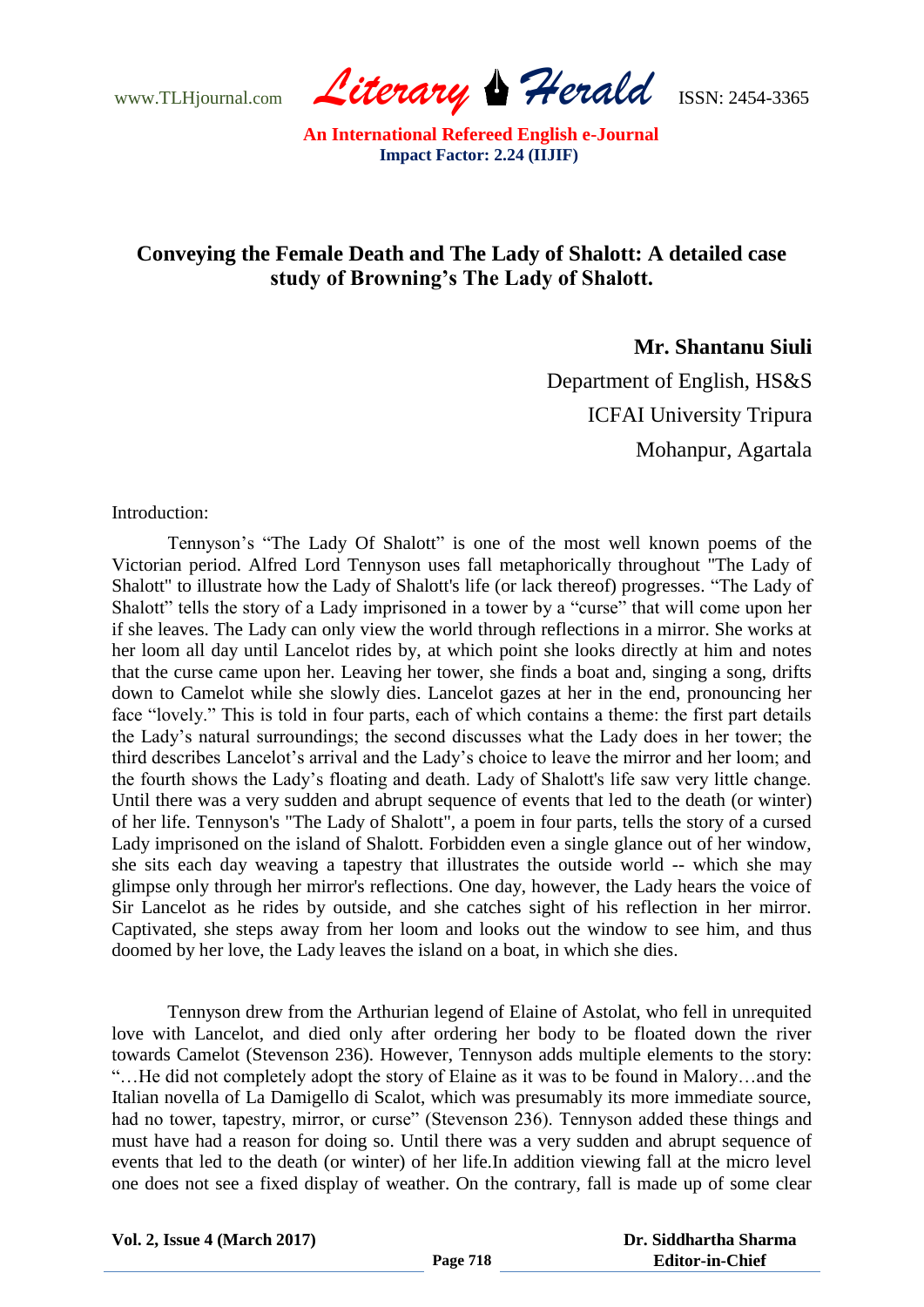# Conveying the Female Death and The Lady of Shalott: A detailed case study of Browning's The Lady of Shalott.

**Mr. Shantanu Siuli**

Department of English, HS&S

ICFAI University Tripura

Mohanpur, Agartala

Introduction:

Tennyson's "The Lady Of Shalott" is one of the most well known poems of the Victorian period. Alfred Lord Tennyson uses fall metaphorically throughout "The Lady of Shalott" to illustrate how the Lady of Shalott's life (or lack thereof) progresses. "The Lady of Shalott" tells the story of a Lady imprisoned in a tower by a "curse" that will come upon her if she leaves. The Lady can only view the world through reflections in a mirror. She works at her loom all day until Lancelot rides by, at which point she looks directly at him and notes that the curse came upon her. Leaving her tower, she finds a boat and, singing a song, drifts down to Camelot while she slowly dies. Lancelot gazes at her in the end, pronouncing her face "lovely." This is told in four parts, each of which contains a theme: the first part details the Lady's natural surroundings; the second discusses what the Lady does in her tower; the third describes Lancelot's arrival and the Lady's choice to leave the mirror and her loom; and the fourth shows the Lady's floating and death. Lady of Shalott's life saw very little change. Until there was a very sudden and abrupt sequence of events that led to the death (or winter) of her life. Tennyson's "The Lady of Shalott", a poem in four parts, tells the story of a cursed Lady imprisoned on the island of Shalott. Forbidden even a single glance out of her window, she sits each day weaving a tapestry that illustrates the outside world -- which she may glimpse only through her mirror's reflections. One day, however, the Lady hears the voice of Sir Lancelot as he rides by outside, and she catches sight of his reflection in her mirror. Captivated, she steps away from her loom and looks out the window to see him, and thus doomed by her love, the Lady leaves the island on a boat, in which she dies.

Tennyson drew from the Arthurian legend of Elaine of Astolat, who fell in unrequited love with Lancelot, and died only after ordering her body to be floated down the river towards Camelot (Stevenson 236). However, Tennyson adds multiple elements to the story: "…He did not completely adopt the story of Elaine as it was to be found in Malory…and the Italian novella of La Damigello di Scalot, which was presumably its most immediate source, had no tower, tapestry, mirror, or curse" (Stevenson 236). Tennyson added these things and must have had a reason for doing so. Until there was a very sudden and abrupt sequence of events that led to the death (or winter) of her life.In addition viewing fall at the micro level one does not see a fixed display of weather. On the contrary, fall is made up of some clear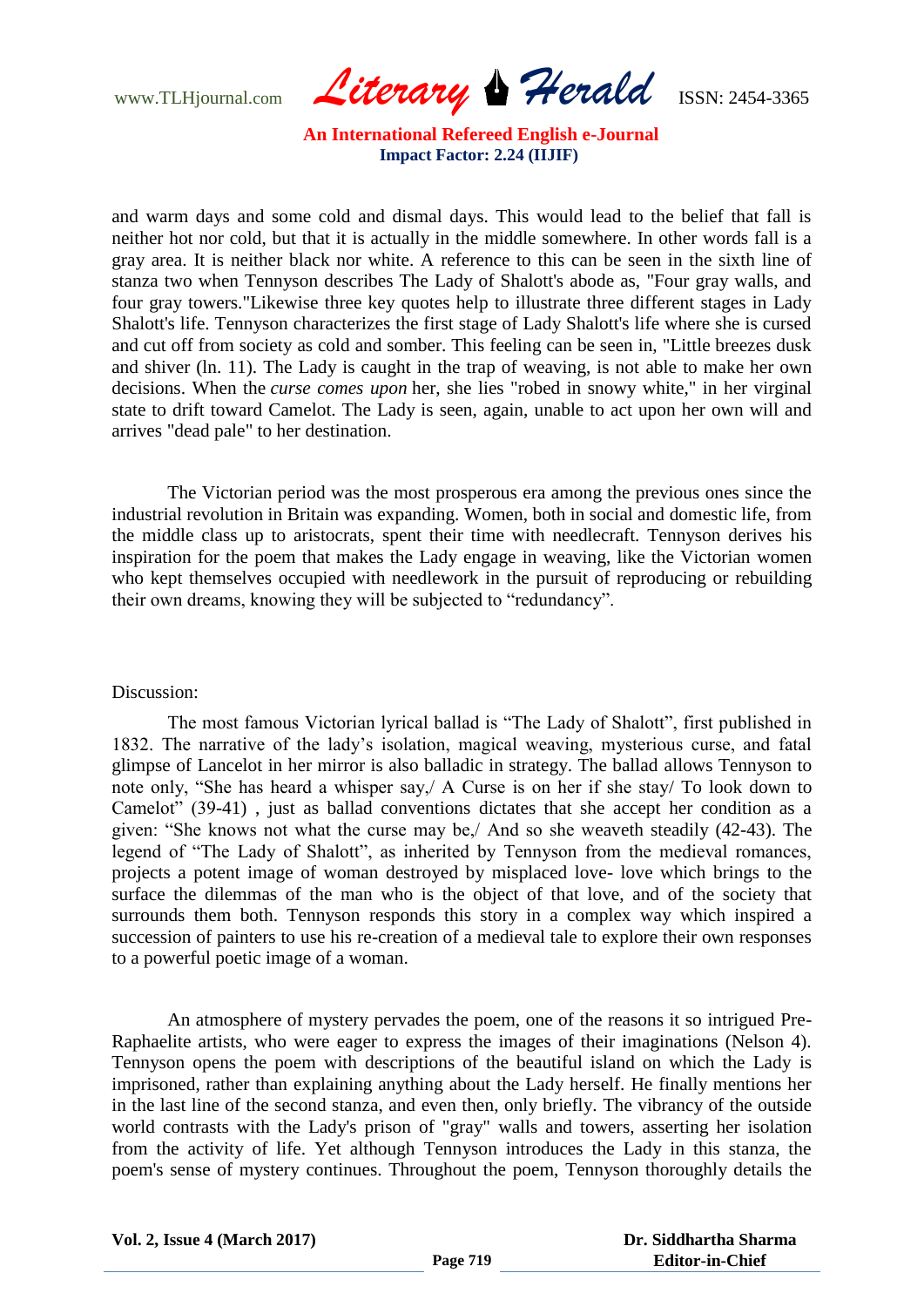and warm days and some cold and dismal days. This would lead to the belief that fall is neither hot nor cold, but that it is actually in the middle somewhere. In other words fall is a gray area. It is neither black nor white. A reference to this can be seen in the sixth line of stanza two when Tennyson describes The Lady of Shalott's abode as, "Four gray walls, and four gray towers."Likewise three key quotes help to illustrate three different stages in Lady Shalott's life. Tennyson characterizes the first stage of Lady Shalott's life where she is cursed and cut off from society as cold and somber. This feeling can be seen in, "Little breezes dusk and shiver (ln. 11). The Lady is caught in the trap of weaving, is not able to make her own decisions. When the *curse comes upon* her, she lies "robed in snowy white," in her virginal state to drift toward Camelot. The Lady is seen, again, unable to act upon her own will and arrives "dead pale" to her destination.

The Victorian period was the most prosperous era among the previous ones since the industrial revolution in Britain was expanding. Women, both in social and domestic life, from the middle class up to aristocrats, spent their time with needlecraft. Tennyson derives his inspiration for the poem that makes the Lady engage in weaving, like the Victorian women who kept themselves occupied with needlework in the pursuit of reproducing or rebuilding their own dreams, knowing they will be subjected to "redundancy".

Discussion:

The most famous Victorian lyrical ballad is "The Lady of Shalott", first published in 1832. The narrative of the lady's isolation, magical weaving, mysterious curse, and fatal glimpse of Lancelot in her mirror is also balladic in strategy. The ballad allows Tennyson to note only, "She has heard a whisper say,/ A Curse is on her if she stay/ To look down to Camelot" (39-41) , just as ballad conventions dictates that she accept her condition as a given: "She knows not what the curse may be,/ And so she weaveth steadily (42-43). The legend of "The Lady of Shalott", as inherited by Tennyson from the medieval romances, projects a potent image of woman destroyed by misplaced love- love which brings to the surface the dilemmas of the man who is the object of that love, and of the society that surrounds them both. Tennyson responds this story in a complex way which inspired a succession of painters to use his re-creation of a medieval tale to explore their own responses to a powerful poetic image of a woman.

An atmosphere of mystery pervades the poem, one of the reasons it so intrigued Pre-Raphaelite artists, who were eager to express the images of their imaginations (Nelson 4). Tennyson opens the poem with descriptions of the beautiful island on which the Lady is imprisoned, rather than explaining anything about the Lady herself. He finally mentions her in the last line of the second stanza, and even then, only briefly. The vibrancy of the outside world contrasts with the Lady's prison of "gray" walls and towers, asserting her isolation from the activity of life. Yet although Tennyson introduces the Lady in this stanza, the poem's sense of mystery continues. Throughout the poem, Tennyson thoroughly details the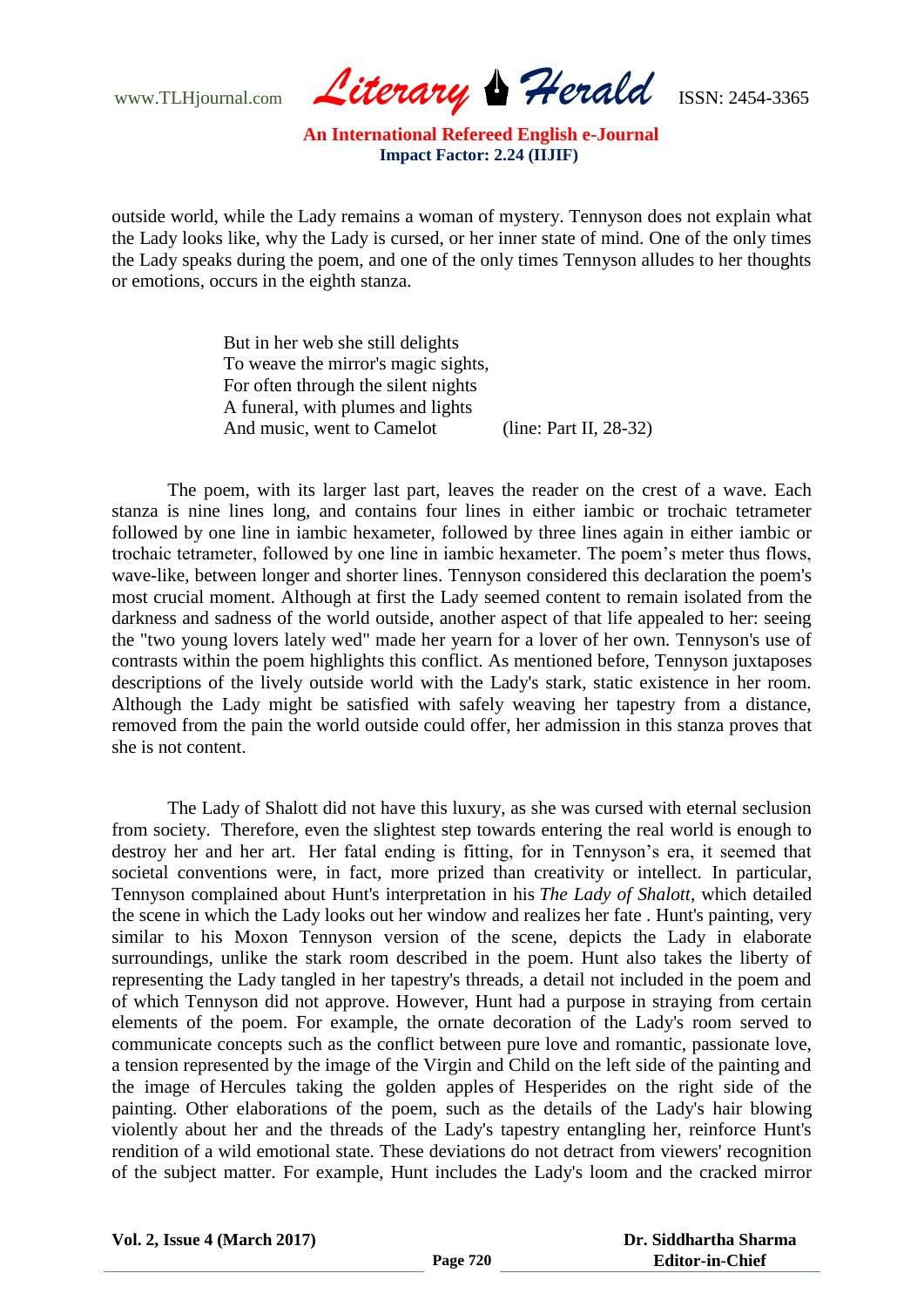outside world, while the Lady remains a woman of mystery. Tennyson does not explain what the Lady looks like, why the Lady is cursed, or her inner state of mind. One of the only times the Lady speaks during the poem, and one of the only times Tennyson alludes to her thoughts or emotions, occurs in the eighth stanza.

> But in her web she still delights
> To weave the mirror's magic sights,
> For often through the silent nights
> A funeral, with plumes and lights
> And music, went to Camelot (line: Part II, 28-32)

The poem, with its larger last part, leaves the reader on the crest of a wave. Each stanza is nine lines long, and contains four lines in either iambic or trochaic tetrameter followed by one line in iambic hexameter, followed by three lines again in either iambic or trochaic tetrameter, followed by one line in iambic hexameter. The poem's meter thus flows, wave-like, between longer and shorter lines. Tennyson considered this declaration the poem's most crucial moment. Although at first the Lady seemed content to remain isolated from the darkness and sadness of the world outside, another aspect of that life appealed to her: seeing the "two young lovers lately wed" made her yearn for a lover of her own. Tennyson's use of contrasts within the poem highlights this conflict. As mentioned before, Tennyson juxtaposes descriptions of the lively outside world with the Lady's stark, static existence in her room. Although the Lady might be satisfied with safely weaving her tapestry from a distance, removed from the pain the world outside could offer, her admission in this stanza proves that she is not content.

The Lady of Shalott did not have this luxury, as she was cursed with eternal seclusion from society. Therefore, even the slightest step towards entering the real world is enough to destroy her and her art. Her fatal ending is fitting, for in Tennyson's era, it seemed that societal conventions were, in fact, more prized than creativity or intellect. In particular, Tennyson complained about Hunt's interpretation in his *The Lady of Shalott*, which detailed the scene in which the Lady looks out her window and realizes her fate . Hunt's painting, very similar to his Moxon Tennyson version of the scene, depicts the Lady in elaborate surroundings, unlike the stark room described in the poem. Hunt also takes the liberty of representing the Lady tangled in her tapestry's threads, a detail not included in the poem and of which Tennyson did not approve. However, Hunt had a purpose in straying from certain elements of the poem. For example, the ornate decoration of the Lady's room served to communicate concepts such as the conflict between pure love and romantic, passionate love, a tension represented by the image of the Virgin and Child on the left side of the painting and the image of Hercules taking the golden apples of Hesperides on the right side of the painting. Other elaborations of the poem, such as the details of the Lady's hair blowing violently about her and the threads of the Lady's tapestry entangling her, reinforce Hunt's rendition of a wild emotional state. These deviations do not detract from viewers' recognition of the subject matter. For example, Hunt includes the Lady's loom and the cracked mirror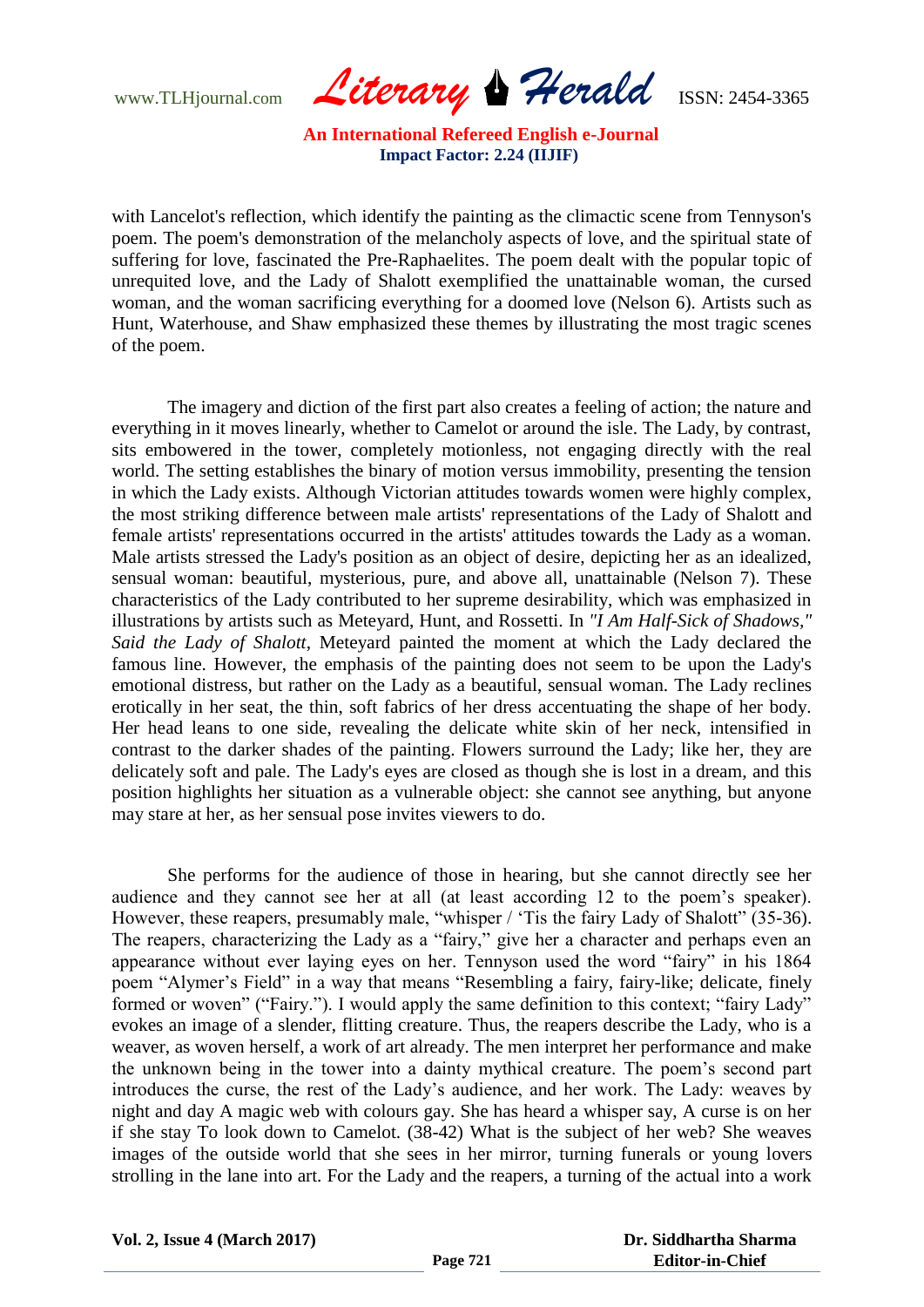with Lancelot's reflection, which identify the painting as the climactic scene from Tennyson's poem. The poem's demonstration of the melancholy aspects of love, and the spiritual state of suffering for love, fascinated the Pre-Raphaelites. The poem dealt with the popular topic of unrequited love, and the Lady of Shalott exemplified the unattainable woman, the cursed woman, and the woman sacrificing everything for a doomed love (Nelson 6). Artists such as Hunt, Waterhouse, and Shaw emphasized these themes by illustrating the most tragic scenes of the poem.

The imagery and diction of the first part also creates a feeling of action; the nature and everything in it moves linearly, whether to Camelot or around the isle. The Lady, by contrast, sits embowered in the tower, completely motionless, not engaging directly with the real world. The setting establishes the binary of motion versus immobility, presenting the tension in which the Lady exists. Although Victorian attitudes towards women were highly complex, the most striking difference between male artists' representations of the Lady of Shalott and female artists' representations occurred in the artists' attitudes towards the Lady as a woman. Male artists stressed the Lady's position as an object of desire, depicting her as an idealized, sensual woman: beautiful, mysterious, pure, and above all, unattainable (Nelson 7). These characteristics of the Lady contributed to her supreme desirability, which was emphasized in illustrations by artists such as Meteyard, Hunt, and Rossetti. In *"I Am Half-Sick of Shadows," Said the Lady of Shalott*, Meteyard painted the moment at which the Lady declared the famous line. However, the emphasis of the painting does not seem to be upon the Lady's emotional distress, but rather on the Lady as a beautiful, sensual woman. The Lady reclines erotically in her seat, the thin, soft fabrics of her dress accentuating the shape of her body. Her head leans to one side, revealing the delicate white skin of her neck, intensified in contrast to the darker shades of the painting. Flowers surround the Lady; like her, they are delicately soft and pale. The Lady's eyes are closed as though she is lost in a dream, and this position highlights her situation as a vulnerable object: she cannot see anything, but anyone may stare at her, as her sensual pose invites viewers to do.

She performs for the audience of those in hearing, but she cannot directly see her audience and they cannot see her at all (at least according 12 to the poem's speaker). However, these reapers, presumably male, "whisper / 'Tis the fairy Lady of Shalott" (35-36). The reapers, characterizing the Lady as a "fairy," give her a character and perhaps even an appearance without ever laying eyes on her. Tennyson used the word "fairy" in his 1864 poem "Alymer's Field" in a way that means "Resembling a fairy, fairy-like; delicate, finely formed or woven" ("Fairy."). I would apply the same definition to this context; "fairy Lady" evokes an image of a slender, flitting creature. Thus, the reapers describe the Lady, who is a weaver, as woven herself, a work of art already. The men interpret her performance and make the unknown being in the tower into a dainty mythical creature. The poem's second part introduces the curse, the rest of the Lady's audience, and her work. The Lady: weaves by night and day A magic web with colours gay. She has heard a whisper say, A curse is on her if she stay To look down to Camelot. (38-42) What is the subject of her web? She weaves images of the outside world that she sees in her mirror, turning funerals or young lovers strolling in the lane into art. For the Lady and the reapers, a turning of the actual into a work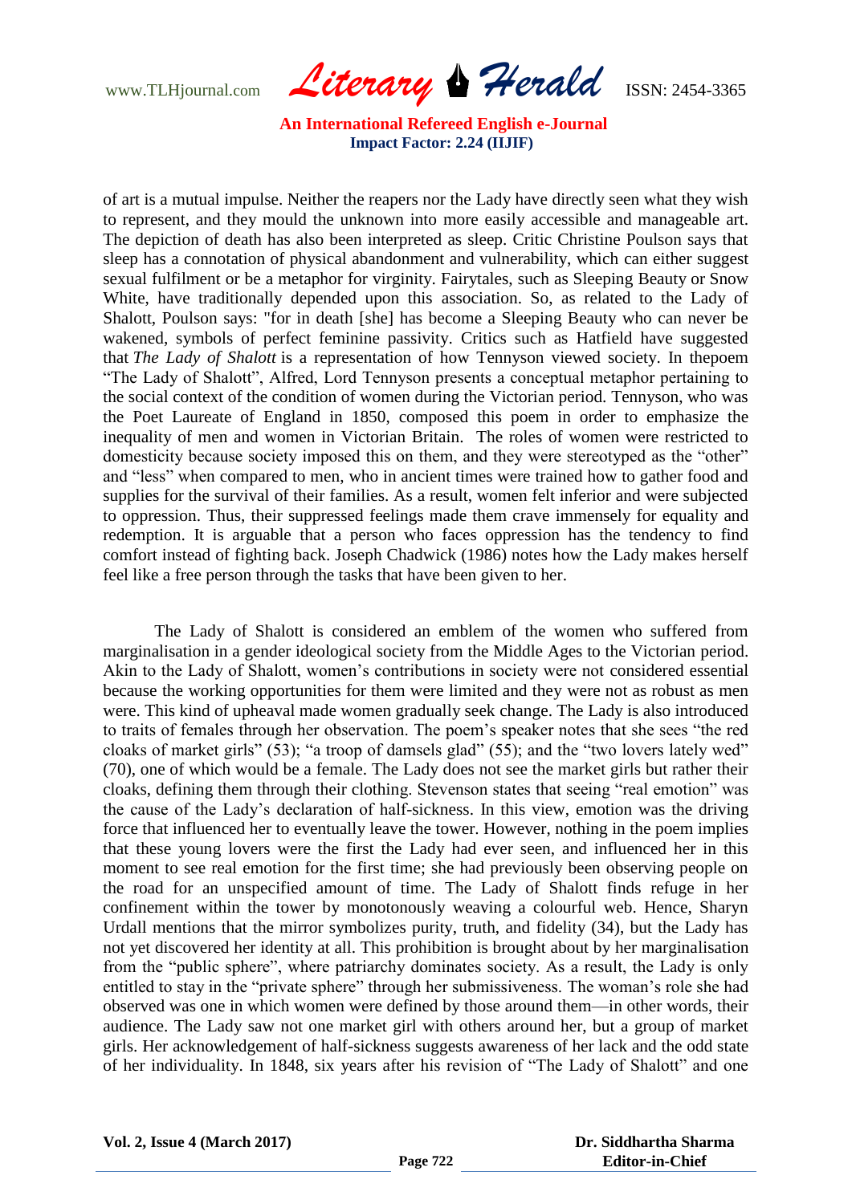of art is a mutual impulse. Neither the reapers nor the Lady have directly seen what they wish to represent, and they mould the unknown into more easily accessible and manageable art. The depiction of death has also been interpreted as sleep. Critic Christine Poulson says that sleep has a connotation of physical abandonment and vulnerability, which can either suggest sexual fulfilment or be a metaphor for virginity. Fairytales, such as Sleeping Beauty or Snow White, have traditionally depended upon this association. So, as related to the Lady of Shalott, Poulson says: "for in death [she] has become a Sleeping Beauty who can never be wakened, symbols of perfect feminine passivity. Critics such as Hatfield have suggested that *The Lady of Shalott* is a representation of how Tennyson viewed society. In thepoem "The Lady of Shalott", Alfred, Lord Tennyson presents a conceptual metaphor pertaining to the social context of the condition of women during the Victorian period. Tennyson, who was the Poet Laureate of England in 1850, composed this poem in order to emphasize the inequality of men and women in Victorian Britain. The roles of women were restricted to domesticity because society imposed this on them, and they were stereotyped as the "other" and "less" when compared to men, who in ancient times were trained how to gather food and supplies for the survival of their families. As a result, women felt inferior and were subjected to oppression. Thus, their suppressed feelings made them crave immensely for equality and redemption. It is arguable that a person who faces oppression has the tendency to find comfort instead of fighting back. Joseph Chadwick (1986) notes how the Lady makes herself feel like a free person through the tasks that have been given to her.

The Lady of Shalott is considered an emblem of the women who suffered from marginalisation in a gender ideological society from the Middle Ages to the Victorian period. Akin to the Lady of Shalott, women's contributions in society were not considered essential because the working opportunities for them were limited and they were not as robust as men were. This kind of upheaval made women gradually seek change. The Lady is also introduced to traits of females through her observation. The poem's speaker notes that she sees "the red cloaks of market girls" (53); "a troop of damsels glad" (55); and the "two lovers lately wed" (70), one of which would be a female. The Lady does not see the market girls but rather their cloaks, defining them through their clothing. Stevenson states that seeing "real emotion" was the cause of the Lady's declaration of half-sickness. In this view, emotion was the driving force that influenced her to eventually leave the tower. However, nothing in the poem implies that these young lovers were the first the Lady had ever seen, and influenced her in this moment to see real emotion for the first time; she had previously been observing people on the road for an unspecified amount of time. The Lady of Shalott finds refuge in her confinement within the tower by monotonously weaving a colourful web. Hence, Sharyn Urdall mentions that the mirror symbolizes purity, truth, and fidelity (34), but the Lady has not yet discovered her identity at all. This prohibition is brought about by her marginalisation from the "public sphere", where patriarchy dominates society. As a result, the Lady is only entitled to stay in the "private sphere" through her submissiveness. The woman's role she had observed was one in which women were defined by those around them—in other words, their audience. The Lady saw not one market girl with others around her, but a group of market girls. Her acknowledgement of half-sickness suggests awareness of her lack and the odd state of her individuality. In 1848, six years after his revision of "The Lady of Shalott" and one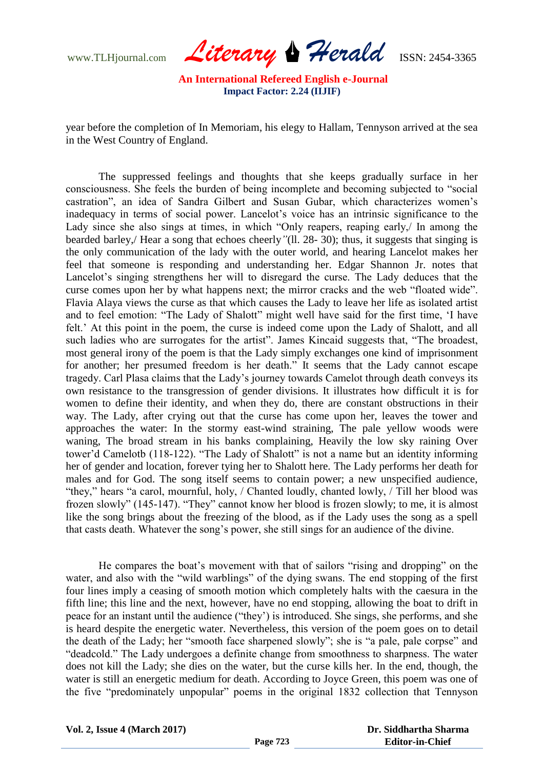year before the completion of In Memoriam, his elegy to Hallam, Tennyson arrived at the sea in the West Country of England.

The suppressed feelings and thoughts that she keeps gradually surface in her consciousness. She feels the burden of being incomplete and becoming subjected to "social castration", an idea of Sandra Gilbert and Susan Gubar, which characterizes women's inadequacy in terms of social power. Lancelot's voice has an intrinsic significance to the Lady since she also sings at times, in which "Only reapers, reaping early,/ In among the bearded barley,/ Hear a song that echoes cheerly*"*(ll. 28- 30); thus, it suggests that singing is the only communication of the lady with the outer world, and hearing Lancelot makes her feel that someone is responding and understanding her. Edgar Shannon Jr. notes that Lancelot's singing strengthens her will to disregard the curse. The Lady deduces that the curse comes upon her by what happens next; the mirror cracks and the web "floated wide". Flavia Alaya views the curse as that which causes the Lady to leave her life as isolated artist and to feel emotion: "The Lady of Shalott" might well have said for the first time, 'I have felt.' At this point in the poem, the curse is indeed come upon the Lady of Shalott, and all such ladies who are surrogates for the artist". James Kincaid suggests that, "The broadest, most general irony of the poem is that the Lady simply exchanges one kind of imprisonment for another; her presumed freedom is her death." It seems that the Lady cannot escape tragedy. Carl Plasa claims that the Lady's journey towards Camelot through death conveys its own resistance to the transgression of gender divisions. It illustrates how difficult it is for women to define their identity, and when they do, there are constant obstructions in their way. The Lady, after crying out that the curse has come upon her, leaves the tower and approaches the water: In the stormy east-wind straining, The pale yellow woods were waning, The broad stream in his banks complaining, Heavily the low sky raining Over tower'd Camelotb (118-122). "The Lady of Shalott" is not a name but an identity informing her of gender and location, forever tying her to Shalott here. The Lady performs her death for males and for God. The song itself seems to contain power; a new unspecified audience, "they," hears "a carol, mournful, holy, / Chanted loudly, chanted lowly, / Till her blood was frozen slowly" (145-147). "They" cannot know her blood is frozen slowly; to me, it is almost like the song brings about the freezing of the blood, as if the Lady uses the song as a spell that casts death. Whatever the song's power, she still sings for an audience of the divine.

He compares the boat's movement with that of sailors "rising and dropping" on the water, and also with the "wild warblings" of the dying swans. The end stopping of the first four lines imply a ceasing of smooth motion which completely halts with the caesura in the fifth line; this line and the next, however, have no end stopping, allowing the boat to drift in peace for an instant until the audience ("they') is introduced. She sings, she performs, and she is heard despite the energetic water. Nevertheless, this version of the poem goes on to detail the death of the Lady; her "smooth face sharpened slowly"; she is "a pale, pale corpse" and "deadcold." The Lady undergoes a definite change from smoothness to sharpness. The water does not kill the Lady; she dies on the water, but the curse kills her. In the end, though, the water is still an energetic medium for death. According to Joyce Green, this poem was one of the five "predominately unpopular" poems in the original 1832 collection that Tennyson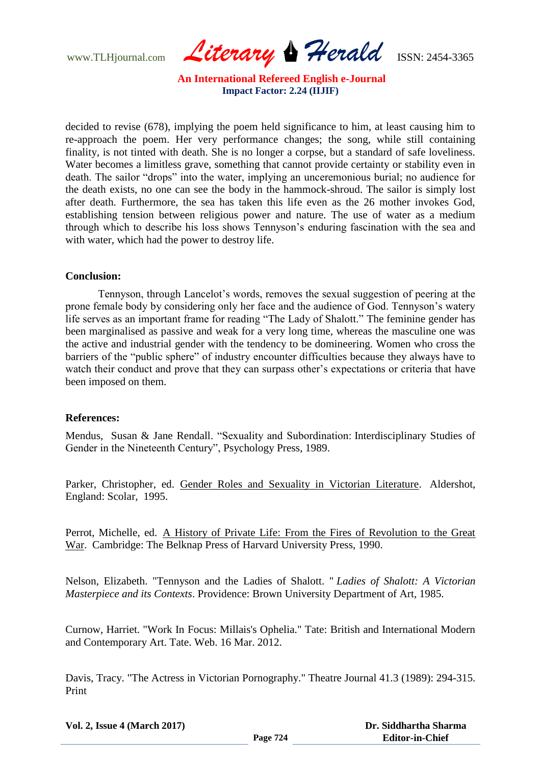decided to revise (678), implying the poem held significance to him, at least causing him to re-approach the poem. Her very performance changes; the song, while still containing finality, is not tinted with death. She is no longer a corpse, but a standard of safe loveliness. Water becomes a limitless grave, something that cannot provide certainty or stability even in death. The sailor "drops" into the water, implying an unceremonious burial; no audience for the death exists, no one can see the body in the hammock-shroud. The sailor is simply lost after death. Furthermore, the sea has taken this life even as the 26 mother invokes God, establishing tension between religious power and nature. The use of water as a medium through which to describe his loss shows Tennyson's enduring fascination with the sea and with water, which had the power to destroy life.

**Conclusion:**

Tennyson, through Lancelot's words, removes the sexual suggestion of peering at the prone female body by considering only her face and the audience of God. Tennyson's watery life serves as an important frame for reading "The Lady of Shalott." The feminine gender has been marginalised as passive and weak for a very long time, whereas the masculine one was the active and industrial gender with the tendency to be domineering. Women who cross the barriers of the "public sphere" of industry encounter difficulties because they always have to watch their conduct and prove that they can surpass other's expectations or criteria that have been imposed on them.

**References:**

Mendus, Susan & Jane Rendall. "Sexuality and Subordination: Interdisciplinary Studies of Gender in the Nineteenth Century", Psychology Press, 1989.

Parker, Christopher, ed. Gender Roles and Sexuality in Victorian Literature. Aldershot, England: Scolar, 1995.

Perrot, Michelle, ed. A History of Private Life: From the Fires of Revolution to the Great War. Cambridge: The Belknap Press of Harvard University Press, 1990.

Nelson, Elizabeth. "Tennyson and the Ladies of Shalott. " *Ladies of Shalott: A Victorian Masterpiece and its Contexts*. Providence: Brown University Department of Art, 1985.

Curnow, Harriet. "Work In Focus: Millais's Ophelia." Tate: British and International Modern and Contemporary Art. Tate. Web. 16 Mar. 2012.

Davis, Tracy. "The Actress in Victorian Pornography." Theatre Journal 41.3 (1989): 294-315. Print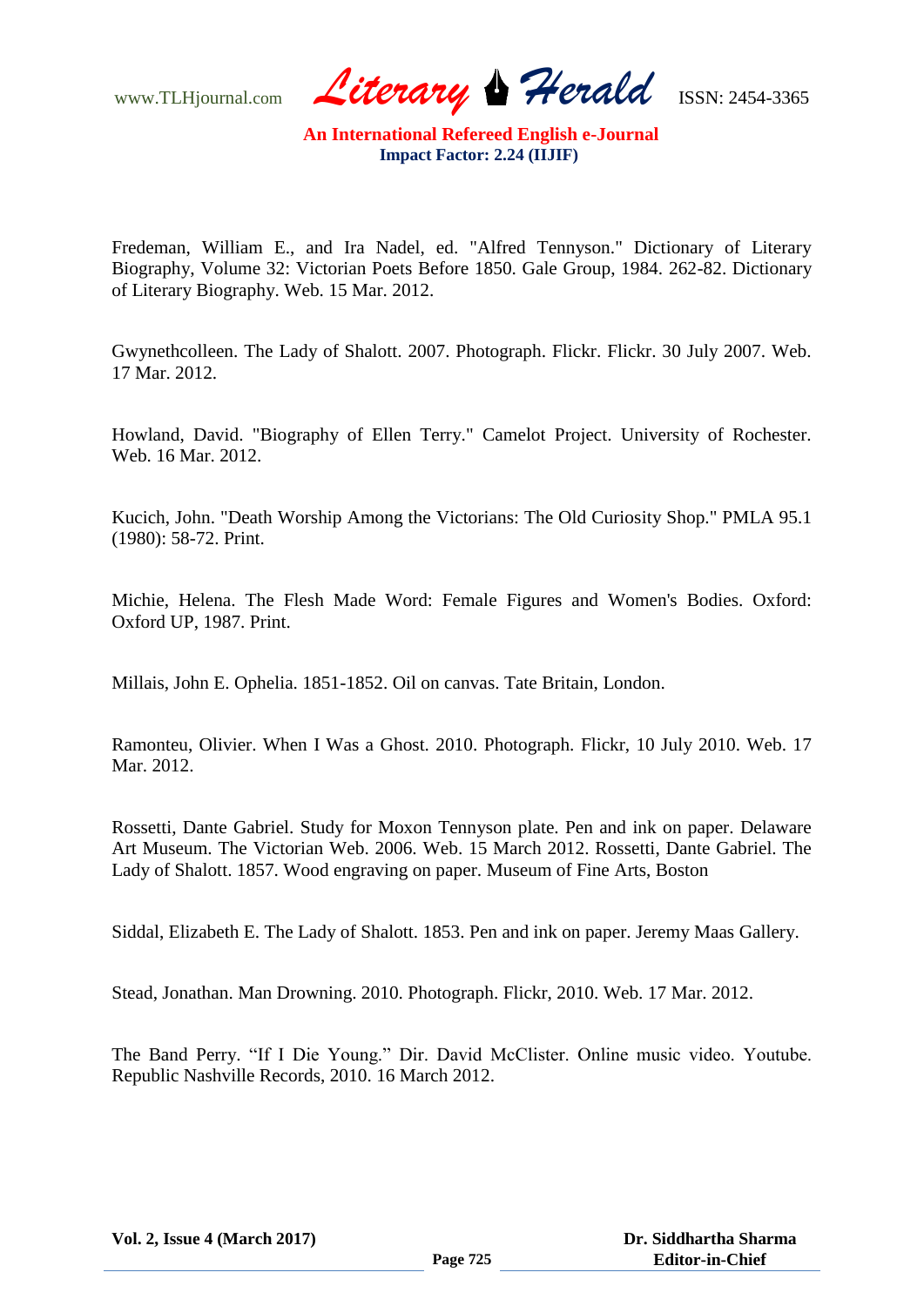Fredeman, William E., and Ira Nadel, ed. "Alfred Tennyson." Dictionary of Literary Biography, Volume 32: Victorian Poets Before 1850. Gale Group, 1984. 262-82. Dictionary of Literary Biography. Web. 15 Mar. 2012.

Gwynethcolleen. The Lady of Shalott. 2007. Photograph. Flickr. Flickr. 30 July 2007. Web. 17 Mar. 2012.

Howland, David. "Biography of Ellen Terry." Camelot Project. University of Rochester. Web. 16 Mar. 2012.

Kucich, John. "Death Worship Among the Victorians: The Old Curiosity Shop." PMLA 95.1 (1980): 58-72. Print.

Michie, Helena. The Flesh Made Word: Female Figures and Women's Bodies. Oxford: Oxford UP, 1987. Print.

Millais, John E. Ophelia. 1851-1852. Oil on canvas. Tate Britain, London.

Ramonteu, Olivier. When I Was a Ghost. 2010. Photograph. Flickr, 10 July 2010. Web. 17 Mar. 2012.

Rossetti, Dante Gabriel. Study for Moxon Tennyson plate. Pen and ink on paper. Delaware Art Museum. The Victorian Web. 2006. Web. 15 March 2012. Rossetti, Dante Gabriel. The Lady of Shalott. 1857. Wood engraving on paper. Museum of Fine Arts, Boston

Siddal, Elizabeth E. The Lady of Shalott. 1853. Pen and ink on paper. Jeremy Maas Gallery.

Stead, Jonathan. Man Drowning. 2010. Photograph. Flickr, 2010. Web. 17 Mar. 2012.

The Band Perry. "If I Die Young." Dir. David McClister. Online music video. Youtube. Republic Nashville Records, 2010. 16 March 2012.